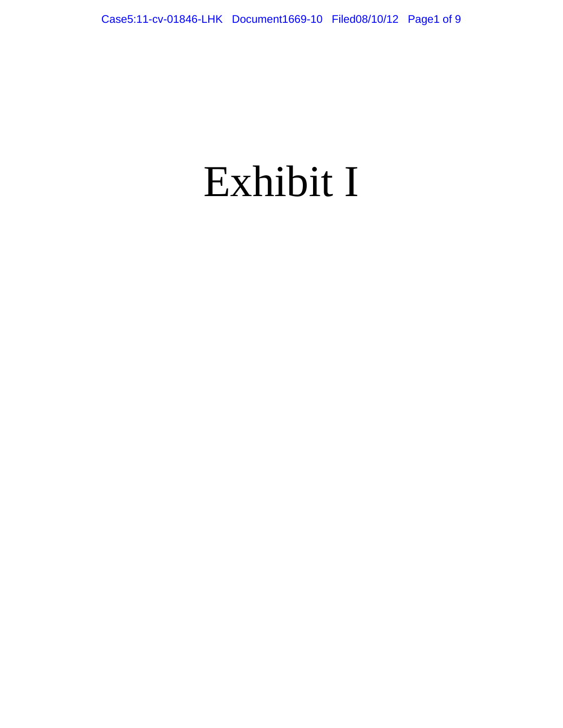# Exhibit I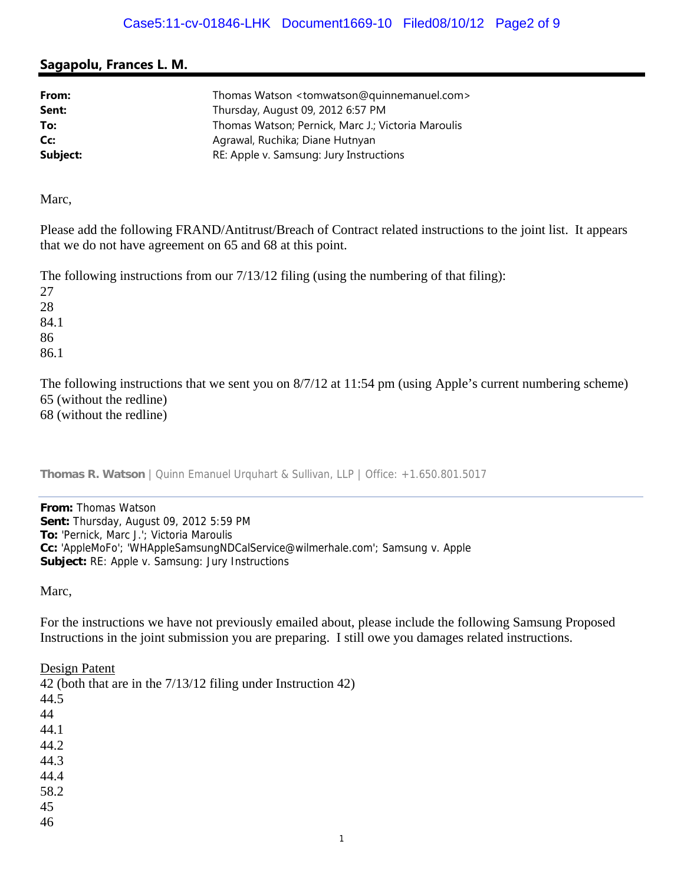## Sagapolu, Frances L. M.

| | |
|---|---|
| **From:** | Thomas Watson <tomwatson@quinnemanuel.com> |
| **Sent:** | Thursday, August 09, 2012 6:57 PM |
| **To:** | Thomas Watson; Pernick, Marc J.; Victoria Maroulis |
| **Cc:** | Agrawal, Ruchika; Diane Hutnyan |
| **Subject:** | RE: Apple v. Samsung: Jury Instructions |

Marc,

Please add the following FRAND/Antitrust/Breach of Contract related instructions to the joint list. It appears that we do not have agreement on 65 and 68 at this point.

The following instructions from our 7/13/12 filing (using the numbering of that filing):
27
28
84.1
86
86.1

The following instructions that we sent you on 8/7/12 at 11:54 pm (using Apple's current numbering scheme)
65 (without the redline)
68 (without the redline)

**Thomas R. Watson** | Quinn Emanuel Urquhart & Sullivan, LLP | Office: +1.650.801.5017

---

**From:** Thomas Watson
**Sent:** Thursday, August 09, 2012 5:59 PM
**To:** 'Pernick, Marc J.'; Victoria Maroulis
**Cc:** 'AppleMoFo'; 'WHAppleSamsungNDCalService@wilmerhale.com'; Samsung v. Apple
**Subject:** RE: Apple v. Samsung: Jury Instructions

Marc,

For the instructions we have not previously emailed about, please include the following Samsung Proposed Instructions in the joint submission you are preparing. I still owe you damages related instructions.

<u>Design Patent</u>
42 (both that are in the 7/13/12 filing under Instruction 42)
44.5
44
44.1
44.2
44.3
44.4
58.2
45
46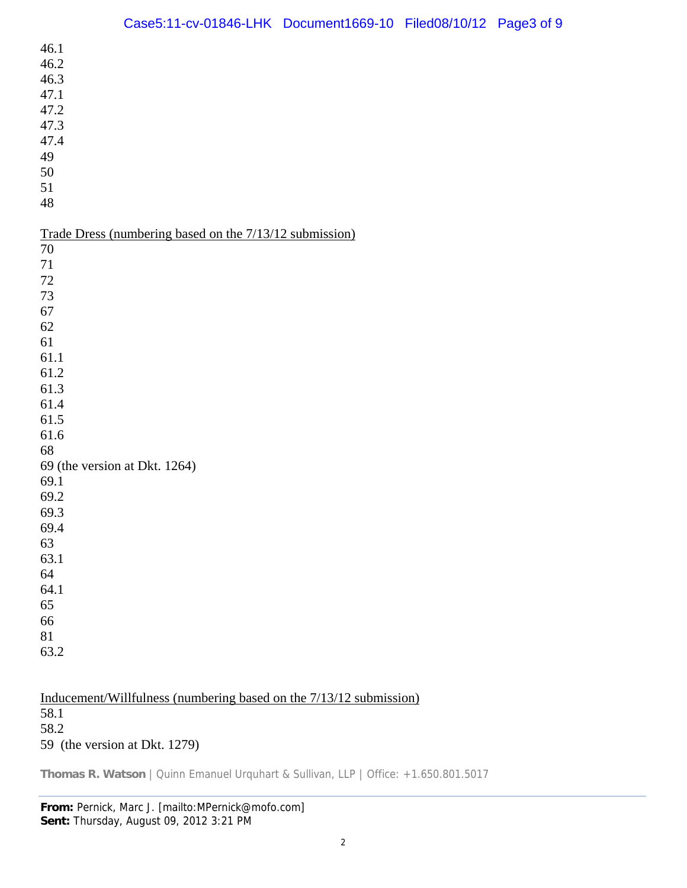46.1
46.2
46.3
47.1
47.2
47.3
47.4
49
50
51
48

Trade Dress (numbering based on the 7/13/12 submission)
70
71
72
73
67
62
61
61.1
61.2
61.3
61.4
61.5
61.6
68
69 (the version at Dkt. 1264)
69.1
69.2
69.3
69.4
63
63.1
64
64.1
65
66
81
63.2

Inducement/Willfulness (numbering based on the 7/13/12 submission)
58.1
58.2
59  (the version at Dkt. 1279)

**Thomas R. Watson** | Quinn Emanuel Urquhart & Sullivan, LLP | Office: +1.650.801.5017

---

**From:** Pernick, Marc J. [mailto:MPernick@mofo.com]
**Sent:** Thursday, August 09, 2012 3:21 PM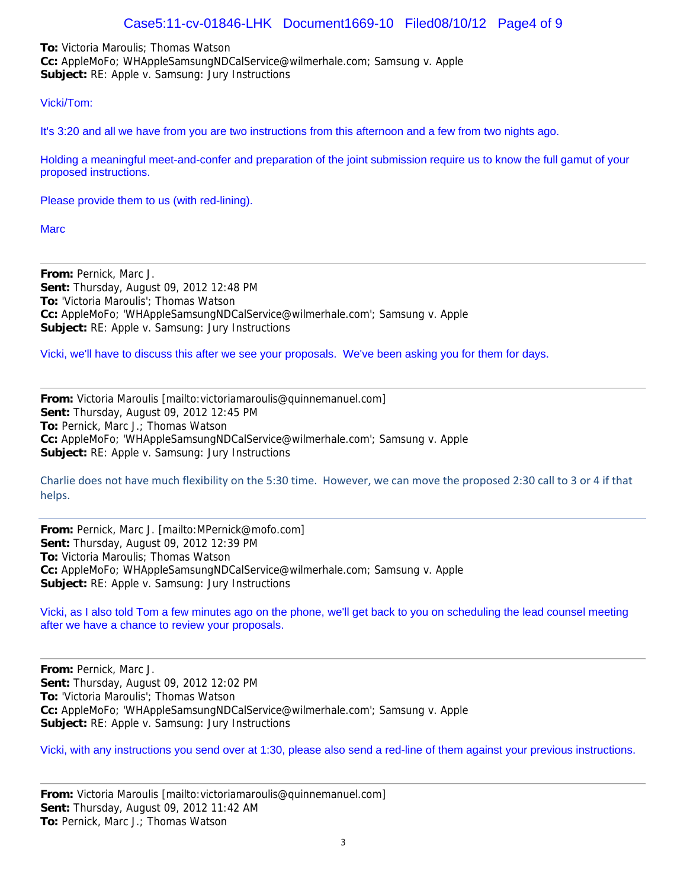**To:** Victoria Maroulis; Thomas Watson
**Cc:** AppleMoFo; WHAppleSamsungNDCalService@wilmerhale.com; Samsung v. Apple
**Subject:** RE: Apple v. Samsung: Jury Instructions

Vicki/Tom:

It's 3:20 and all we have from you are two instructions from this afternoon and a few from two nights ago.

Holding a meaningful meet-and-confer and preparation of the joint submission require us to know the full gamut of your proposed instructions.

Please provide them to us (with red-lining).

Marc

---

**From:** Pernick, Marc J.
**Sent:** Thursday, August 09, 2012 12:48 PM
**To:** 'Victoria Maroulis'; Thomas Watson
**Cc:** AppleMoFo; 'WHAppleSamsungNDCalService@wilmerhale.com'; Samsung v. Apple
**Subject:** RE: Apple v. Samsung: Jury Instructions

Vicki, we'll have to discuss this after we see your proposals. We've been asking you for them for days.

---

**From:** Victoria Maroulis [mailto:victoriamaroulis@quinnemanuel.com]
**Sent:** Thursday, August 09, 2012 12:45 PM
**To:** Pernick, Marc J.; Thomas Watson
**Cc:** AppleMoFo; 'WHAppleSamsungNDCalService@wilmerhale.com'; Samsung v. Apple
**Subject:** RE: Apple v. Samsung: Jury Instructions

Charlie does not have much flexibility on the 5:30 time. However, we can move the proposed 2:30 call to 3 or 4 if that helps.

---

**From:** Pernick, Marc J. [mailto:MPernick@mofo.com]
**Sent:** Thursday, August 09, 2012 12:39 PM
**To:** Victoria Maroulis; Thomas Watson
**Cc:** AppleMoFo; WHAppleSamsungNDCalService@wilmerhale.com; Samsung v. Apple
**Subject:** RE: Apple v. Samsung: Jury Instructions

Vicki, as I also told Tom a few minutes ago on the phone, we'll get back to you on scheduling the lead counsel meeting after we have a chance to review your proposals.

---

**From:** Pernick, Marc J.
**Sent:** Thursday, August 09, 2012 12:02 PM
**To:** 'Victoria Maroulis'; Thomas Watson
**Cc:** AppleMoFo; 'WHAppleSamsungNDCalService@wilmerhale.com'; Samsung v. Apple
**Subject:** RE: Apple v. Samsung: Jury Instructions

Vicki, with any instructions you send over at 1:30, please also send a red-line of them against your previous instructions.

---

**From:** Victoria Maroulis [mailto:victoriamaroulis@quinnemanuel.com]
**Sent:** Thursday, August 09, 2012 11:42 AM
**To:** Pernick, Marc J.; Thomas Watson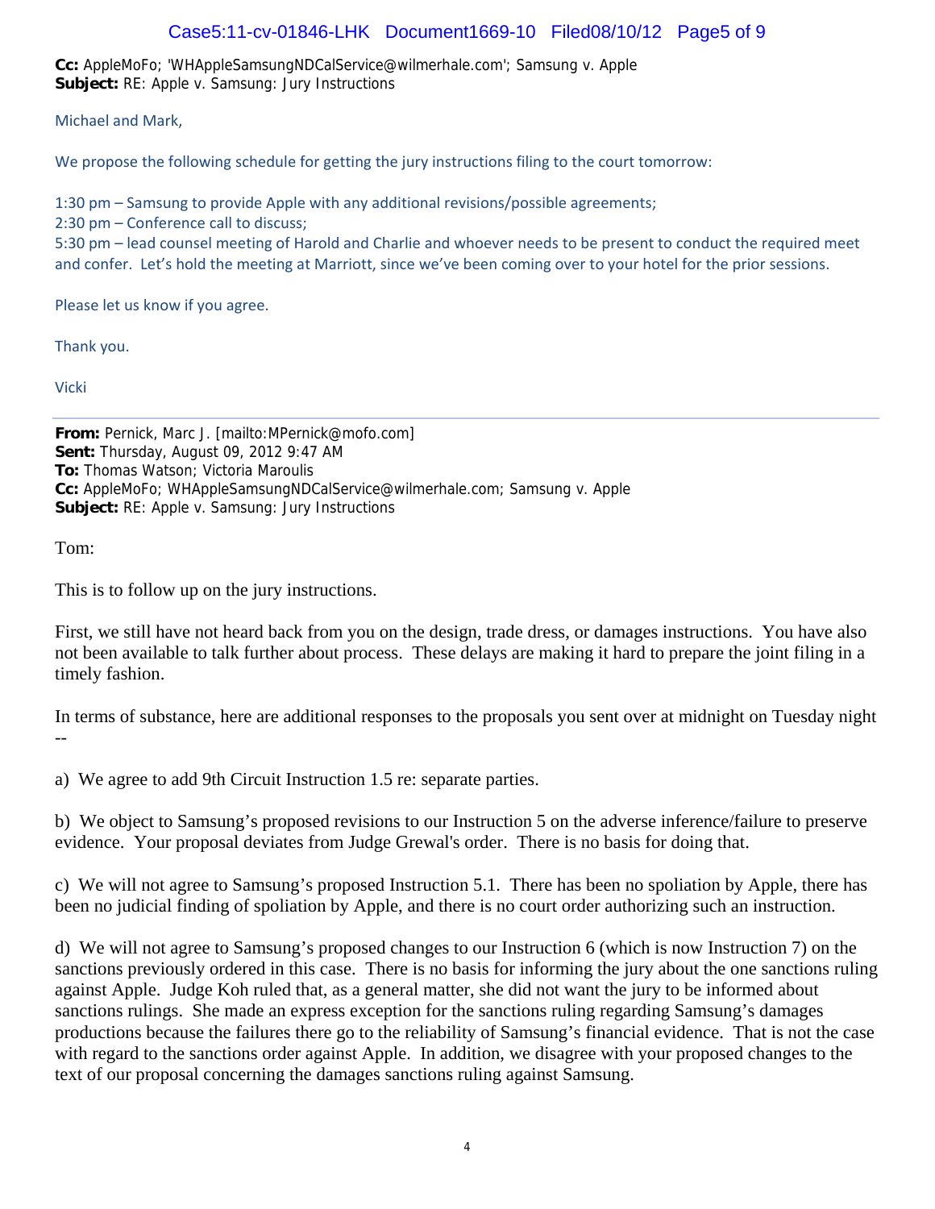**Cc:** AppleMoFo; 'WHAppleSamsungNDCalService@wilmerhale.com'; Samsung v. Apple
**Subject:** RE: Apple v. Samsung: Jury Instructions

Michael and Mark,

We propose the following schedule for getting the jury instructions filing to the court tomorrow:

1:30 pm – Samsung to provide Apple with any additional revisions/possible agreements;
2:30 pm – Conference call to discuss;
5:30 pm – lead counsel meeting of Harold and Charlie and whoever needs to be present to conduct the required meet and confer. Let's hold the meeting at Marriott, since we've been coming over to your hotel for the prior sessions.

Please let us know if you agree.

Thank you.

Vicki

---

**From:** Pernick, Marc J. [mailto:MPernick@mofo.com]
**Sent:** Thursday, August 09, 2012 9:47 AM
**To:** Thomas Watson; Victoria Maroulis
**Cc:** AppleMoFo; WHAppleSamsungNDCalService@wilmerhale.com; Samsung v. Apple
**Subject:** RE: Apple v. Samsung: Jury Instructions

Tom:

This is to follow up on the jury instructions.

First, we still have not heard back from you on the design, trade dress, or damages instructions. You have also not been available to talk further about process. These delays are making it hard to prepare the joint filing in a timely fashion.

In terms of substance, here are additional responses to the proposals you sent over at midnight on Tuesday night --

a) We agree to add 9th Circuit Instruction 1.5 re: separate parties.

b) We object to Samsung's proposed revisions to our Instruction 5 on the adverse inference/failure to preserve evidence. Your proposal deviates from Judge Grewal's order. There is no basis for doing that.

c) We will not agree to Samsung's proposed Instruction 5.1. There has been no spoliation by Apple, there has been no judicial finding of spoliation by Apple, and there is no court order authorizing such an instruction.

d) We will not agree to Samsung's proposed changes to our Instruction 6 (which is now Instruction 7) on the sanctions previously ordered in this case. There is no basis for informing the jury about the one sanctions ruling against Apple. Judge Koh ruled that, as a general matter, she did not want the jury to be informed about sanctions rulings. She made an express exception for the sanctions ruling regarding Samsung's damages productions because the failures there go to the reliability of Samsung's financial evidence. That is not the case with regard to the sanctions order against Apple. In addition, we disagree with your proposed changes to the text of our proposal concerning the damages sanctions ruling against Samsung.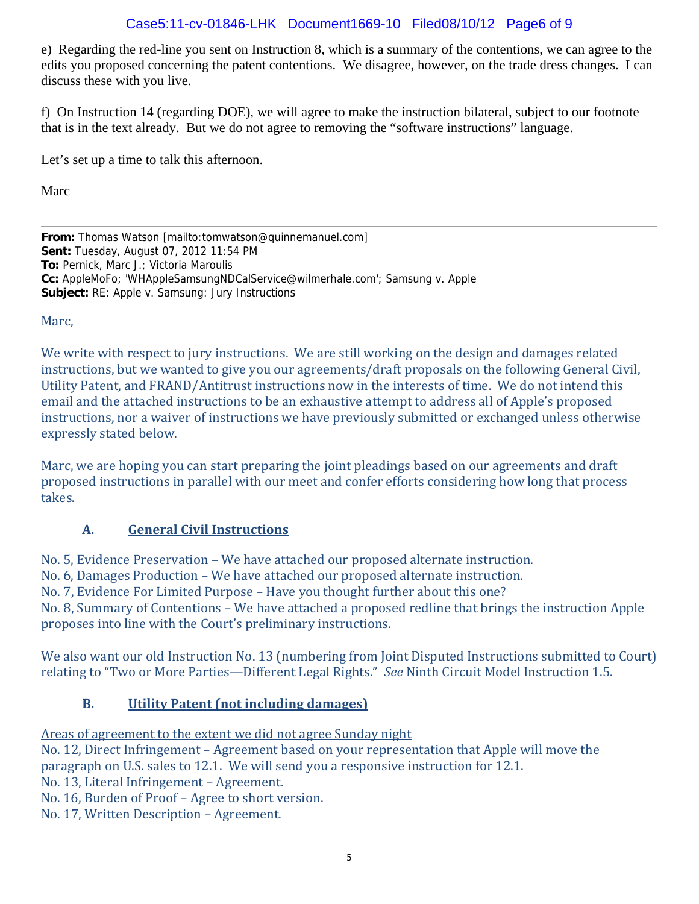e) Regarding the red-line you sent on Instruction 8, which is a summary of the contentions, we can agree to the edits you proposed concerning the patent contentions. We disagree, however, on the trade dress changes. I can discuss these with you live.

f) On Instruction 14 (regarding DOE), we will agree to make the instruction bilateral, subject to our footnote that is in the text already. But we do not agree to removing the "software instructions" language.

Let's set up a time to talk this afternoon.

Marc

---

**From:** Thomas Watson [mailto:tomwatson@quinnemanuel.com]
**Sent:** Tuesday, August 07, 2012 11:54 PM
**To:** Pernick, Marc J.; Victoria Maroulis
**Cc:** AppleMoFo; 'WHAppleSamsungNDCalService@wilmerhale.com'; Samsung v. Apple
**Subject:** RE: Apple v. Samsung: Jury Instructions

Marc,

We write with respect to jury instructions. We are still working on the design and damages related instructions, but we wanted to give you our agreements/draft proposals on the following General Civil, Utility Patent, and FRAND/Antitrust instructions now in the interests of time. We do not intend this email and the attached instructions to be an exhaustive attempt to address all of Apple's proposed instructions, nor a waiver of instructions we have previously submitted or exchanged unless otherwise expressly stated below.

Marc, we are hoping you can start preparing the joint pleadings based on our agreements and draft proposed instructions in parallel with our meet and confer efforts considering how long that process takes.

### A. General Civil Instructions

No. 5, Evidence Preservation – We have attached our proposed alternate instruction.
No. 6, Damages Production – We have attached our proposed alternate instruction.
No. 7, Evidence For Limited Purpose – Have you thought further about this one?
No. 8, Summary of Contentions – We have attached a proposed redline that brings the instruction Apple proposes into line with the Court's preliminary instructions.

We also want our old Instruction No. 13 (numbering from Joint Disputed Instructions submitted to Court) relating to "Two or More Parties—Different Legal Rights." *See* Ninth Circuit Model Instruction 1.5.

### B. Utility Patent (not including damages)

Areas of agreement to the extent we did not agree Sunday night
No. 12, Direct Infringement – Agreement based on your representation that Apple will move the paragraph on U.S. sales to 12.1. We will send you a responsive instruction for 12.1.
No. 13, Literal Infringement – Agreement.
No. 16, Burden of Proof – Agree to short version.
No. 17, Written Description – Agreement.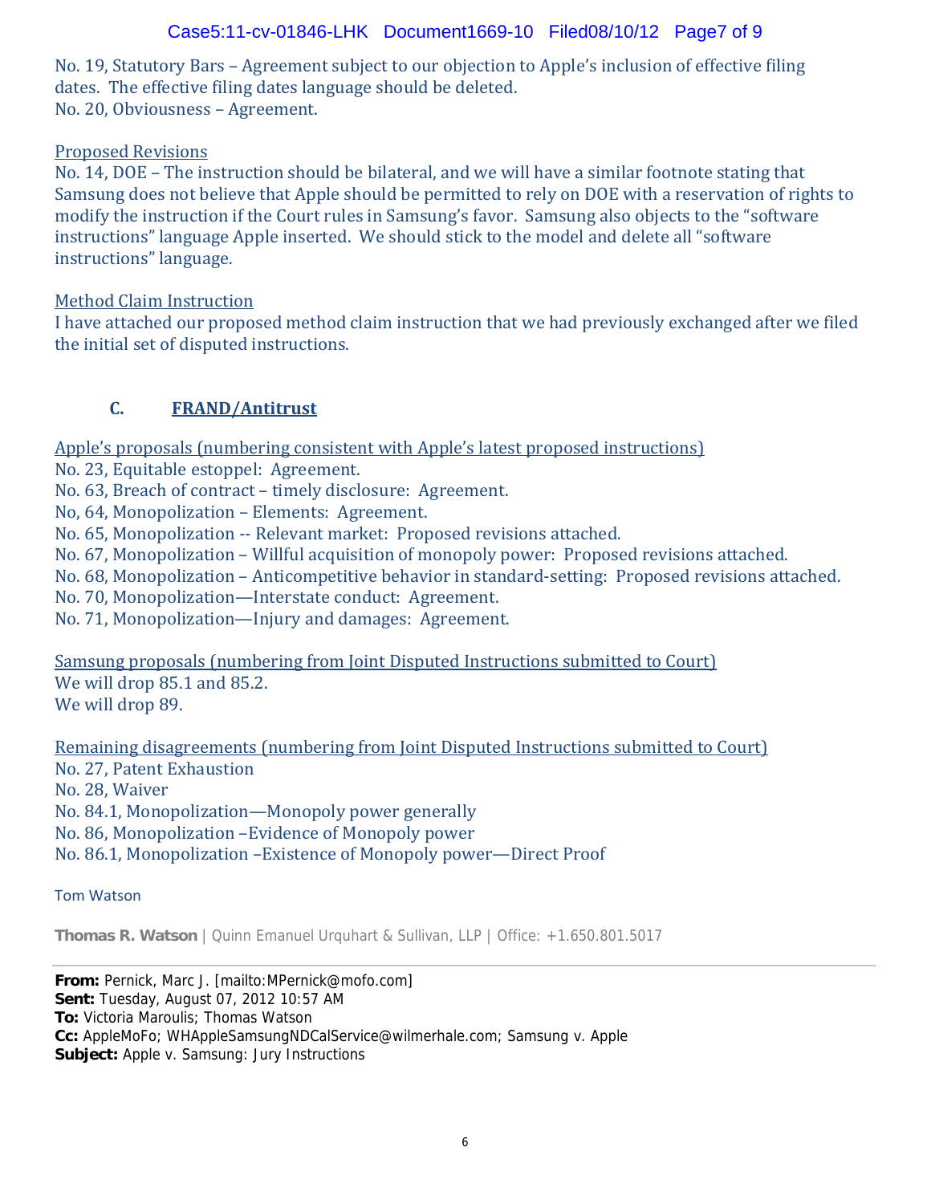No. 19, Statutory Bars – Agreement subject to our objection to Apple's inclusion of effective filing dates. The effective filing dates language should be deleted.
No. 20, Obviousness – Agreement.

<u>Proposed Revisions</u>
No. 14, DOE – The instruction should be bilateral, and we will have a similar footnote stating that Samsung does not believe that Apple should be permitted to rely on DOE with a reservation of rights to modify the instruction if the Court rules in Samsung's favor. Samsung also objects to the "software instructions" language Apple inserted. We should stick to the model and delete all "software instructions" language.

<u>Method Claim Instruction</u>
I have attached our proposed method claim instruction that we had previously exchanged after we filed the initial set of disputed instructions.

### C. FRAND/Antitrust

<u>Apple's proposals (numbering consistent with Apple's latest proposed instructions)</u>
No. 23, Equitable estoppel: Agreement.
No. 63, Breach of contract – timely disclosure: Agreement.
No, 64, Monopolization – Elements: Agreement.
No. 65, Monopolization -- Relevant market: Proposed revisions attached.
No. 67, Monopolization – Willful acquisition of monopoly power: Proposed revisions attached.
No. 68, Monopolization – Anticompetitive behavior in standard-setting: Proposed revisions attached.
No. 70, Monopolization—Interstate conduct: Agreement.
No. 71, Monopolization—Injury and damages: Agreement.

<u>Samsung proposals (numbering from Joint Disputed Instructions submitted to Court)</u>
We will drop 85.1 and 85.2.
We will drop 89.

<u>Remaining disagreements (numbering from Joint Disputed Instructions submitted to Court)</u>
No. 27, Patent Exhaustion
No. 28, Waiver
No. 84.1, Monopolization—Monopoly power generally
No. 86, Monopolization –Evidence of Monopoly power
No. 86.1, Monopolization –Existence of Monopoly power—Direct Proof

Tom Watson

**Thomas R. Watson** | Quinn Emanuel Urquhart & Sullivan, LLP | Office: +1.650.801.5017

---

**From:** Pernick, Marc J. [mailto:MPernick@mofo.com]
**Sent:** Tuesday, August 07, 2012 10:57 AM
**To:** Victoria Maroulis; Thomas Watson
**Cc:** AppleMoFo; WHAppleSamsungNDCalService@wilmerhale.com; Samsung v. Apple
**Subject:** Apple v. Samsung: Jury Instructions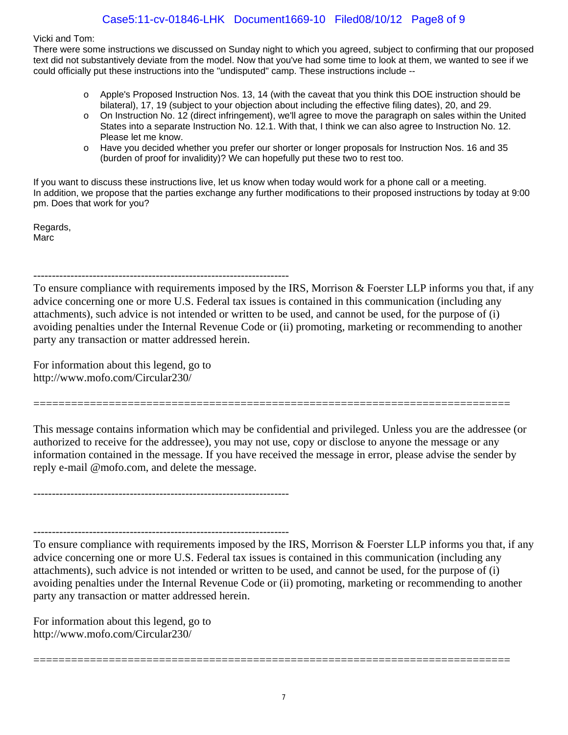Vicki and Tom:

There were some instructions we discussed on Sunday night to which you agreed, subject to confirming that our proposed text did not substantively deviate from the model. Now that you've had some time to look at them, we wanted to see if we could officially put these instructions into the "undisputed" camp. These instructions include --

- Apple's Proposed Instruction Nos. 13, 14 (with the caveat that you think this DOE instruction should be bilateral), 17, 19 (subject to your objection about including the effective filing dates), 20, and 29.
- On Instruction No. 12 (direct infringement), we'll agree to move the paragraph on sales within the United States into a separate Instruction No. 12.1. With that, I think we can also agree to Instruction No. 12. Please let me know.
- Have you decided whether you prefer our shorter or longer proposals for Instruction Nos. 16 and 35 (burden of proof for invalidity)? We can hopefully put these two to rest too.

If you want to discuss these instructions live, let us know when today would work for a phone call or a meeting. In addition, we propose that the parties exchange any further modifications to their proposed instructions by today at 9:00 pm. Does that work for you?

Regards,
Marc

---------------------------------------------------------------------

To ensure compliance with requirements imposed by the IRS, Morrison & Foerster LLP informs you that, if any advice concerning one or more U.S. Federal tax issues is contained in this communication (including any attachments), such advice is not intended or written to be used, and cannot be used, for the purpose of (i) avoiding penalties under the Internal Revenue Code or (ii) promoting, marketing or recommending to another party any transaction or matter addressed herein.

For information about this legend, go to
http://www.mofo.com/Circular230/

============================================================================

This message contains information which may be confidential and privileged. Unless you are the addressee (or authorized to receive for the addressee), you may not use, copy or disclose to anyone the message or any information contained in the message. If you have received the message in error, please advise the sender by reply e-mail @mofo.com, and delete the message.

---------------------------------------------------------------------

---------------------------------------------------------------------

To ensure compliance with requirements imposed by the IRS, Morrison & Foerster LLP informs you that, if any advice concerning one or more U.S. Federal tax issues is contained in this communication (including any attachments), such advice is not intended or written to be used, and cannot be used, for the purpose of (i) avoiding penalties under the Internal Revenue Code or (ii) promoting, marketing or recommending to another party any transaction or matter addressed herein.

For information about this legend, go to
http://www.mofo.com/Circular230/

============================================================================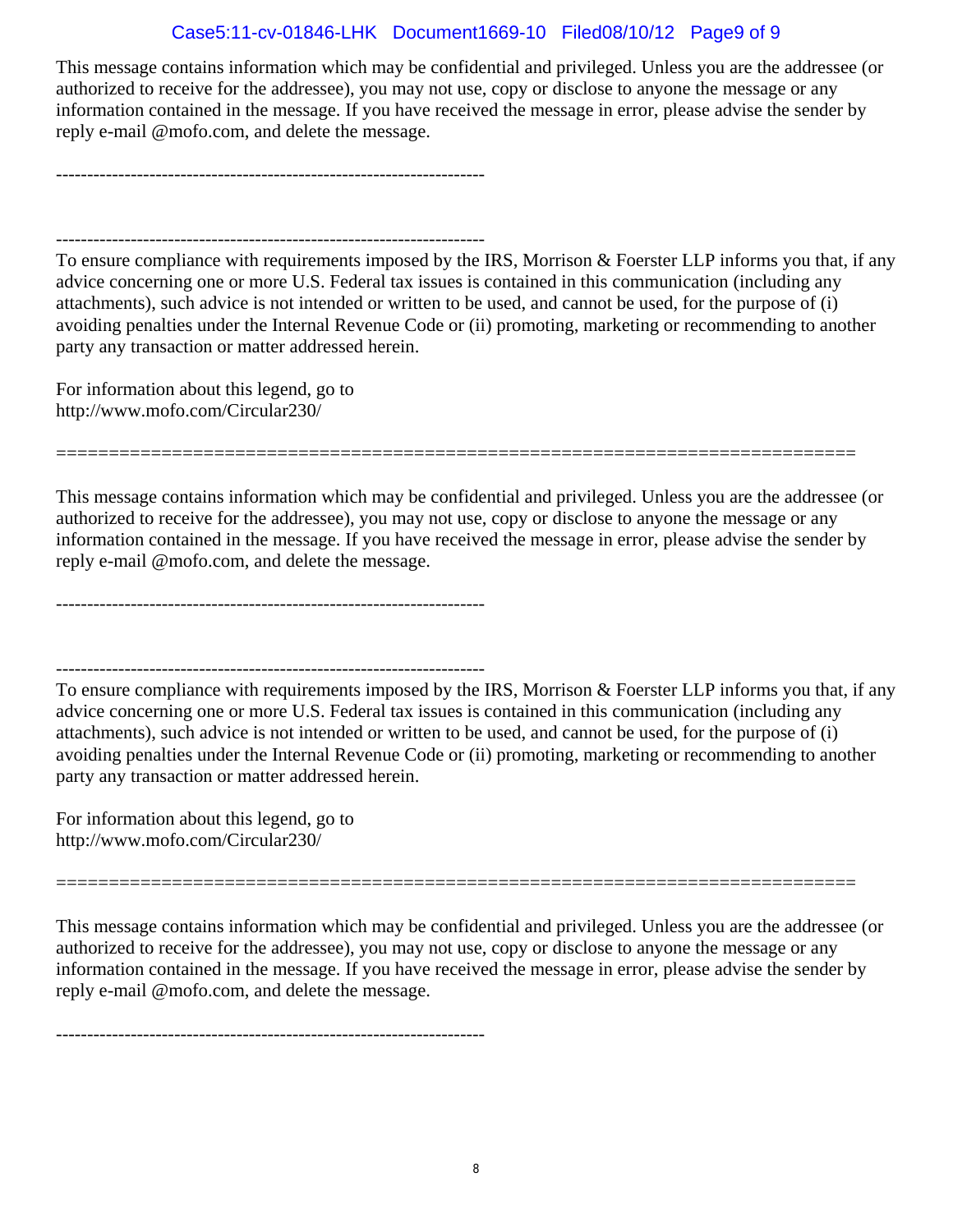This message contains information which may be confidential and privileged. Unless you are the addressee (or authorized to receive for the addressee), you may not use, copy or disclose to anyone the message or any information contained in the message. If you have received the message in error, please advise the sender by reply e-mail @mofo.com, and delete the message.

---------------------------------------------------------------------

---------------------------------------------------------------------

To ensure compliance with requirements imposed by the IRS, Morrison & Foerster LLP informs you that, if any advice concerning one or more U.S. Federal tax issues is contained in this communication (including any attachments), such advice is not intended or written to be used, and cannot be used, for the purpose of (i) avoiding penalties under the Internal Revenue Code or (ii) promoting, marketing or recommending to another party any transaction or matter addressed herein.

For information about this legend, go to
http://www.mofo.com/Circular230/

============================================================================

This message contains information which may be confidential and privileged. Unless you are the addressee (or authorized to receive for the addressee), you may not use, copy or disclose to anyone the message or any information contained in the message. If you have received the message in error, please advise the sender by reply e-mail @mofo.com, and delete the message.

---------------------------------------------------------------------

---------------------------------------------------------------------

To ensure compliance with requirements imposed by the IRS, Morrison & Foerster LLP informs you that, if any advice concerning one or more U.S. Federal tax issues is contained in this communication (including any attachments), such advice is not intended or written to be used, and cannot be used, for the purpose of (i) avoiding penalties under the Internal Revenue Code or (ii) promoting, marketing or recommending to another party any transaction or matter addressed herein.

For information about this legend, go to
http://www.mofo.com/Circular230/

============================================================================

This message contains information which may be confidential and privileged. Unless you are the addressee (or authorized to receive for the addressee), you may not use, copy or disclose to anyone the message or any information contained in the message. If you have received the message in error, please advise the sender by reply e-mail @mofo.com, and delete the message.

---------------------------------------------------------------------